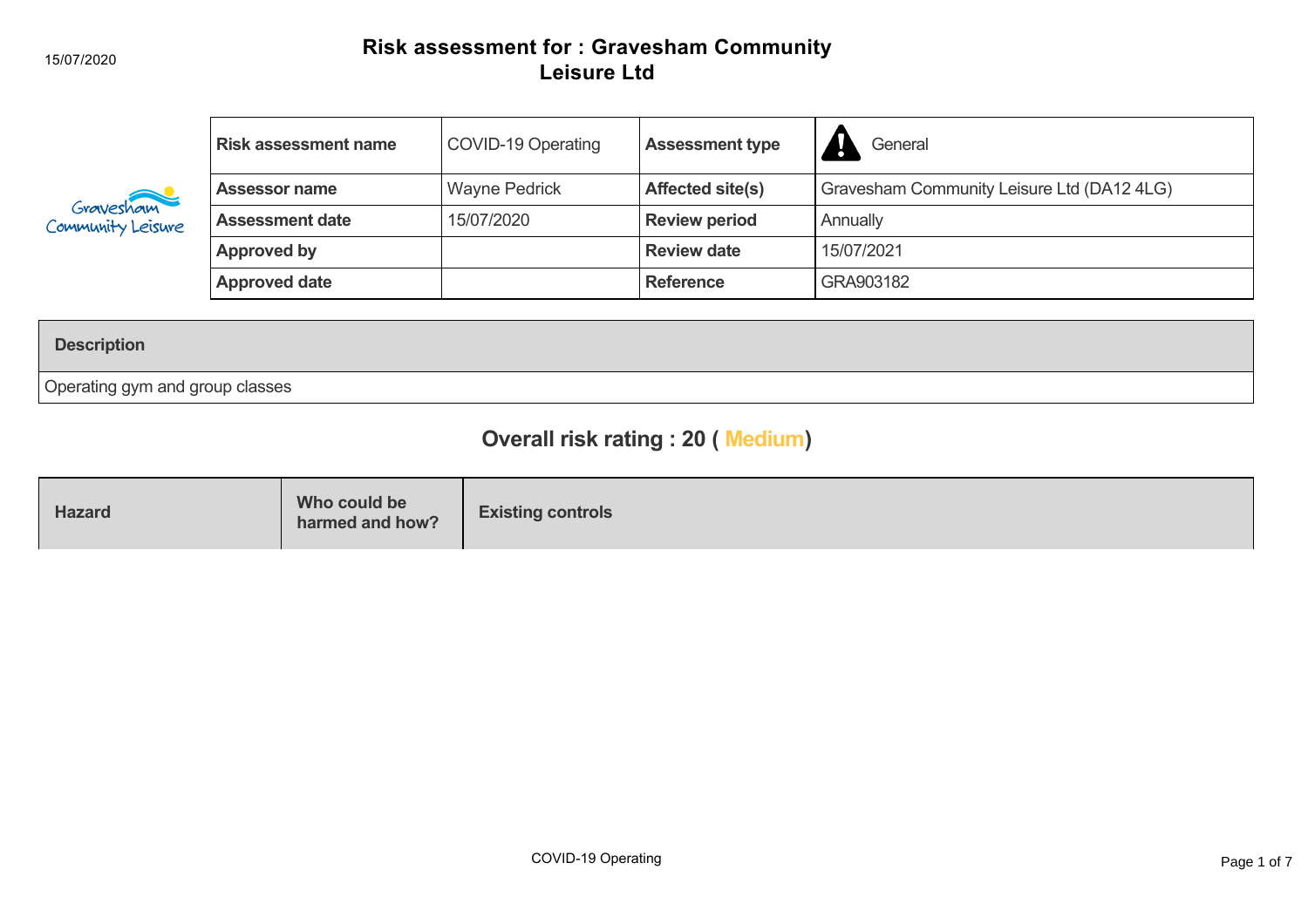15/07/2020

# Risk assessment for : Gravesham Community Leisure Ltd

| Risk assessment name | COVID-19 Operating | Assessment type | General |
|---|---|---|---|
| Assessor name | Wayne Pedrick | Affected site(s) | Gravesham Community Leisure Ltd (DA12 4LG) |
| Assessment date | 15/07/2020 | Review period | Annually |
| Approved by | | Review date | 15/07/2021 |
| Approved date | | Reference | GRA903182 |

| Description |
|---|
| Operating gym and group classes |

## Overall risk rating : 20 ( Medium)

| Hazard | Who could be harmed and how? | Existing controls |
|---|---|---|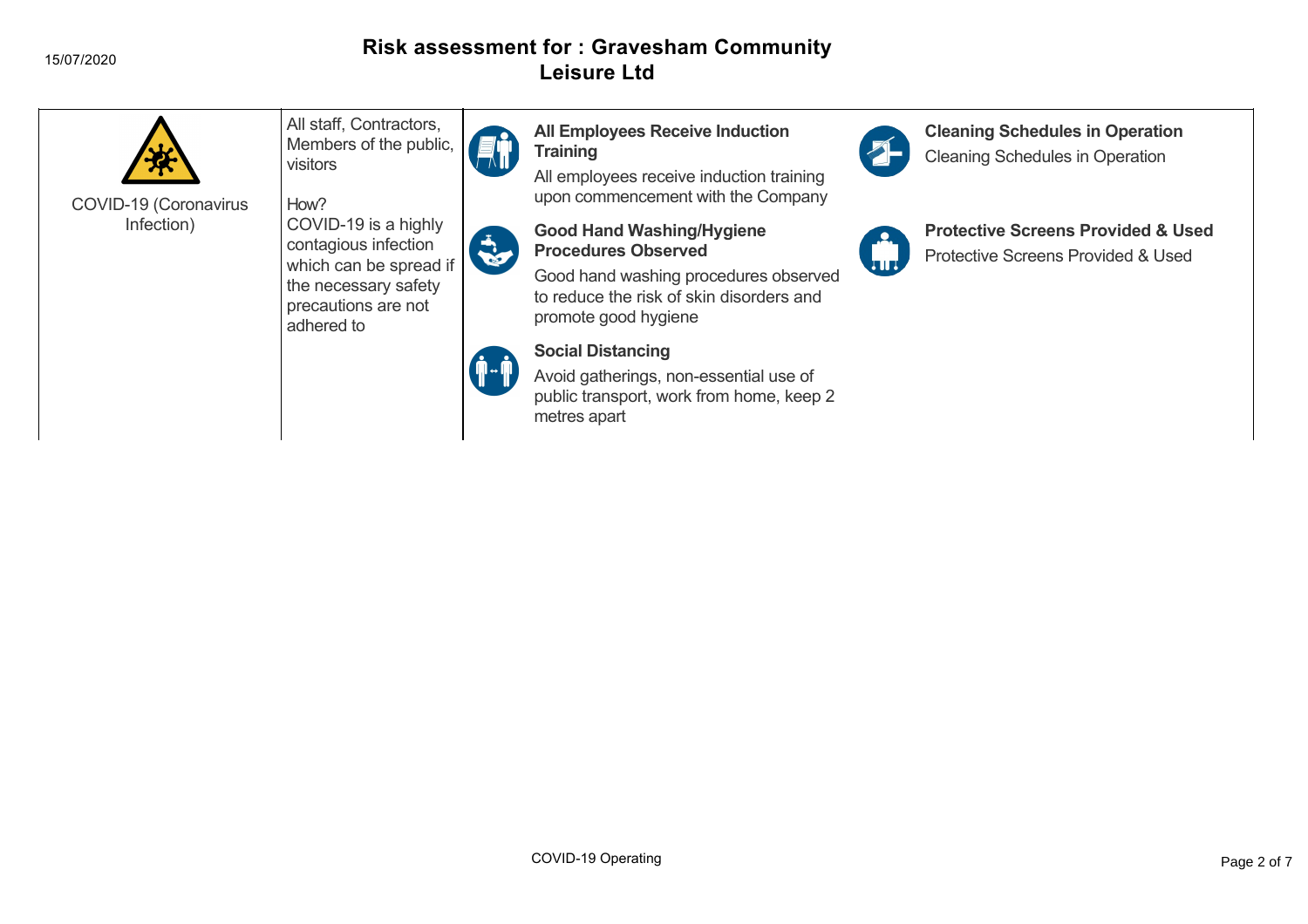# Risk assessment for : Gravesham Community Leisure Ltd

15/07/2020

| Hazard | Who might be harmed and how | Control measures | |
|---|---|---|---|
| COVID-19 (Coronavirus Infection) | All staff, Contractors, Members of the public, visitors<br><br>How?<br>COVID-19 is a highly contagious infection which can be spread if the necessary safety precautions are not adhered to | **All Employees Receive Induction Training**<br>All employees receive induction training upon commencement with the Company<br><br>**Good Hand Washing/Hygiene Procedures Observed**<br>Good hand washing procedures observed to reduce the risk of skin disorders and promote good hygiene<br><br>**Social Distancing**<br>Avoid gatherings, non-essential use of public transport, work from home, keep 2 metres apart | **Cleaning Schedules in Operation**<br>Cleaning Schedules in Operation<br><br>**Protective Screens Provided & Used**<br>Protective Screens Provided & Used |

COVID-19 Operating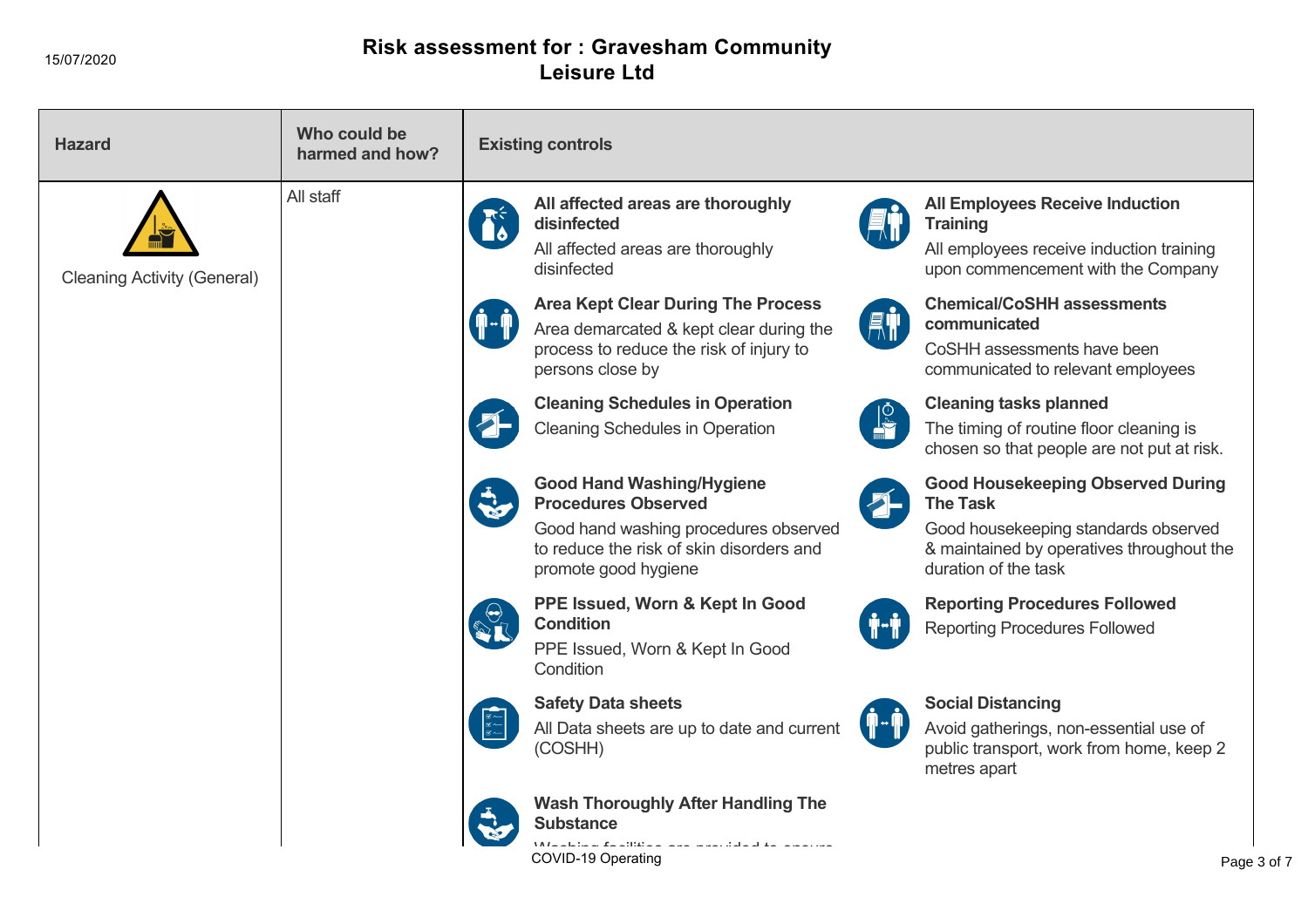| Hazard | Who could be harmed and how? | Existing controls |
|---|---|---|
| Cleaning Activity (General) | All staff | **All affected areas are thoroughly disinfected**<br>All affected areas are thoroughly disinfected<br><br>**All Employees Receive Induction Training**<br>All employees receive induction training upon commencement with the Company<br><br>**Area Kept Clear During The Process**<br>Area demarcated & kept clear during the process to reduce the risk of injury to persons close by<br><br>**Chemical/CoSHH assessments communicated**<br>CoSHH assessments have been communicated to relevant employees<br><br>**Cleaning Schedules in Operation**<br>Cleaning Schedules in Operation<br><br>**Cleaning tasks planned**<br>The timing of routine floor cleaning is chosen so that people are not put at risk.<br><br>**Good Hand Washing/Hygiene Procedures Observed**<br>Good hand washing procedures observed to reduce the risk of skin disorders and promote good hygiene<br><br>**Good Housekeeping Observed During The Task**<br>Good housekeeping standards observed & maintained by operatives throughout the duration of the task<br><br>**PPE Issued, Worn & Kept In Good Condition**<br>PPE Issued, Worn & Kept In Good Condition<br><br>**Reporting Procedures Followed**<br>Reporting Procedures Followed<br><br>**Safety Data sheets**<br>All Data sheets are up to date and current (COSHH)<br><br>**Social Distancing**<br>Avoid gatherings, non-essential use of public transport, work from home, keep 2 metres apart<br><br>**Wash Thoroughly After Handling The Substance**<br>Washing facilities are provided to ensure |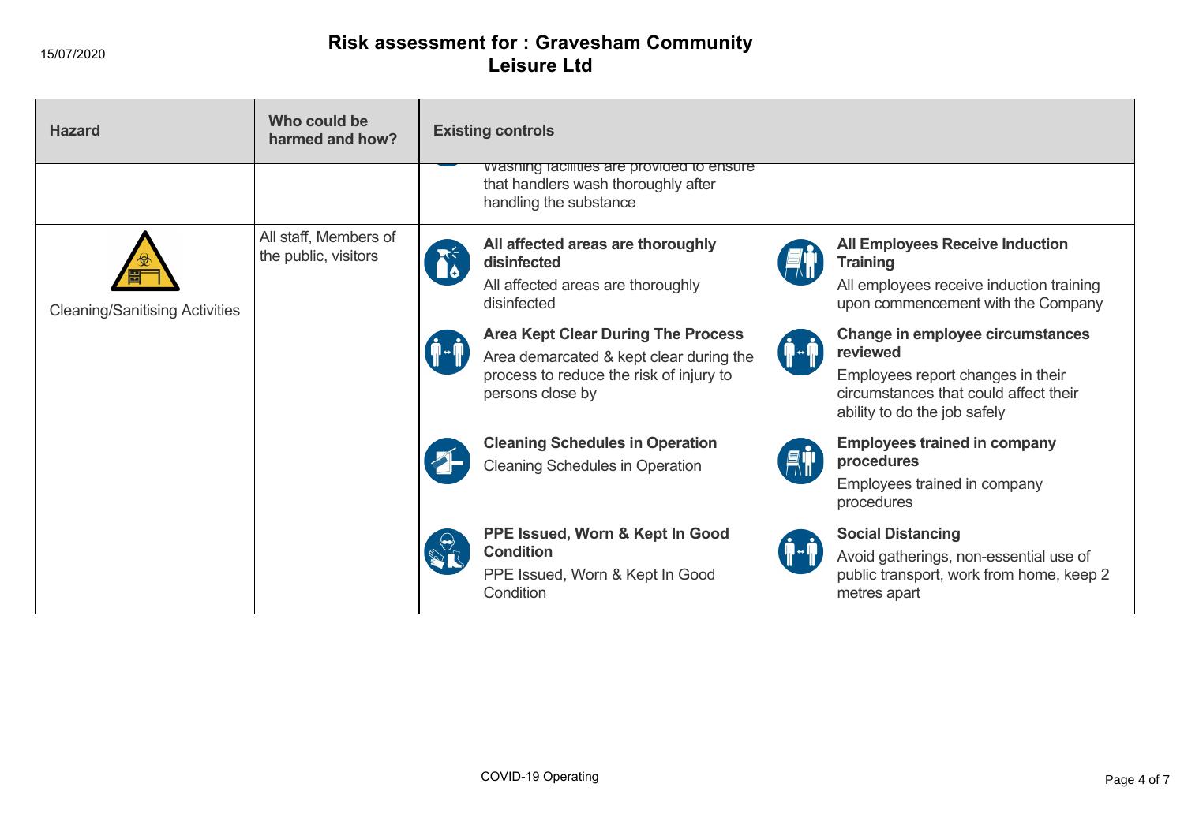# Risk assessment for : Gravesham Community Leisure Ltd

15/07/2020

| Hazard | Who could be harmed and how? | Existing controls |
| --- | --- | --- |
| | | Washing facilities are provided to ensure that handlers wash thoroughly after handling the substance |
| Cleaning/Sanitising Activities | All staff, Members of the public, visitors | **All affected areas are thoroughly disinfected**<br>All affected areas are thoroughly disinfected<br><br>**All Employees Receive Induction Training**<br>All employees receive induction training upon commencement with the Company<br><br>**Area Kept Clear During The Process**<br>Area demarcated & kept clear during the process to reduce the risk of injury to persons close by<br><br>**Change in employee circumstances reviewed**<br>Employees report changes in their circumstances that could affect their ability to do the job safely<br><br>**Cleaning Schedules in Operation**<br>Cleaning Schedules in Operation<br><br>**Employees trained in company procedures**<br>Employees trained in company procedures<br><br>**PPE Issued, Worn & Kept In Good Condition**<br>PPE Issued, Worn & Kept In Good Condition<br><br>**Social Distancing**<br>Avoid gatherings, non-essential use of public transport, work from home, keep 2 metres apart |

COVID-19 Operating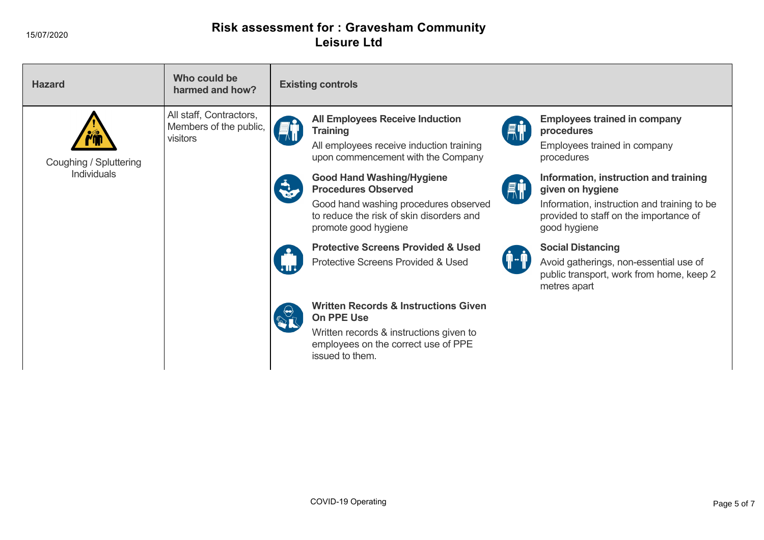# Risk assessment for : Gravesham Community Leisure Ltd

15/07/2020

| Hazard | Who could be harmed and how? | Existing controls |
| --- | --- | --- |
| Coughing / Spluttering Individuals | All staff, Contractors, Members of the public, visitors | **All Employees Receive Induction Training**<br>All employees receive induction training upon commencement with the Company<br><br>**Employees trained in company procedures**<br>Employees trained in company procedures<br><br>**Good Hand Washing/Hygiene Procedures Observed**<br>Good hand washing procedures observed to reduce the risk of skin disorders and promote good hygiene<br><br>**Information, instruction and training given on hygiene**<br>Information, instruction and training to be provided to staff on the importance of good hygiene<br><br>**Protective Screens Provided & Used**<br>Protective Screens Provided & Used<br><br>**Social Distancing**<br>Avoid gatherings, non-essential use of public transport, work from home, keep 2 metres apart<br><br>**Written Records & Instructions Given On PPE Use**<br>Written records & instructions given to employees on the correct use of PPE issued to them. |

COVID-19 Operating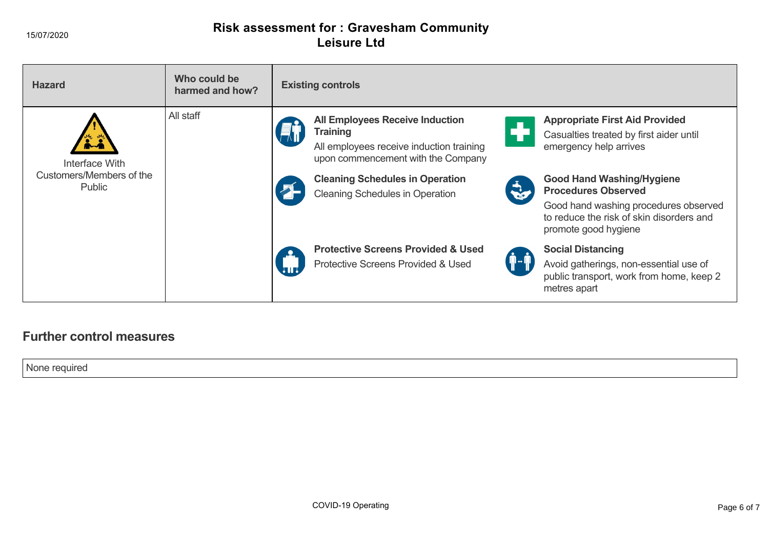# Risk assessment for : Gravesham Community Leisure Ltd

| Hazard | Who could be harmed and how? | Existing controls |
| --- | --- | --- |
| Interface With Customers/Members of the Public | All staff | **All Employees Receive Induction Training** All employees receive induction training upon commencement with the Company<br><br>**Appropriate First Aid Provided** Casualties treated by first aider until emergency help arrives<br><br>**Cleaning Schedules in Operation** Cleaning Schedules in Operation<br><br>**Good Hand Washing/Hygiene Procedures Observed** Good hand washing procedures observed to reduce the risk of skin disorders and promote good hygiene<br><br>**Protective Screens Provided & Used** Protective Screens Provided & Used<br><br>**Social Distancing** Avoid gatherings, non-essential use of public transport, work from home, keep 2 metres apart |

## Further control measures

None required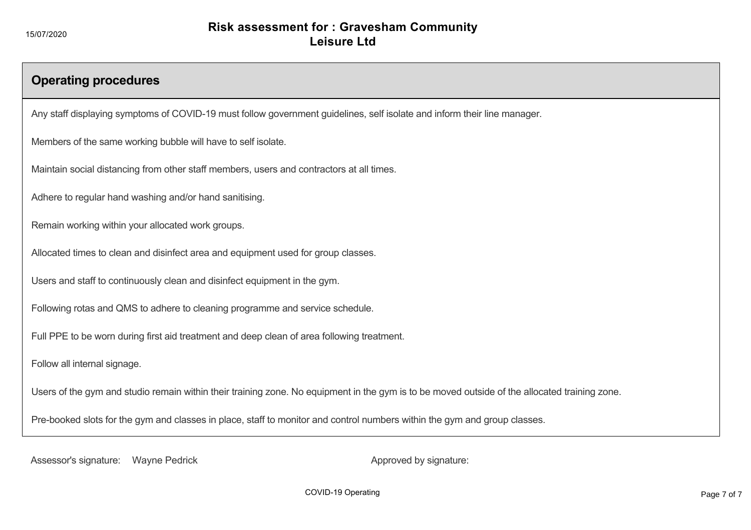## Operating procedures

Any staff displaying symptoms of COVID-19 must follow government guidelines, self isolate and inform their line manager.

Members of the same working bubble will have to self isolate.

Maintain social distancing from other staff members, users and contractors at all times.

Adhere to regular hand washing and/or hand sanitising.

Remain working within your allocated work groups.

Allocated times to clean and disinfect area and equipment used for group classes.

Users and staff to continuously clean and disinfect equipment in the gym.

Following rotas and QMS to adhere to cleaning programme and service schedule.

Full PPE to be worn during first aid treatment and deep clean of area following treatment.

Follow all internal signage.

Users of the gym and studio remain within their training zone. No equipment in the gym is to be moved outside of the allocated training zone.

Pre-booked slots for the gym and classes in place, staff to monitor and control numbers within the gym and group classes.

Assessor's signature: Wayne Pedrick

Approved by signature: